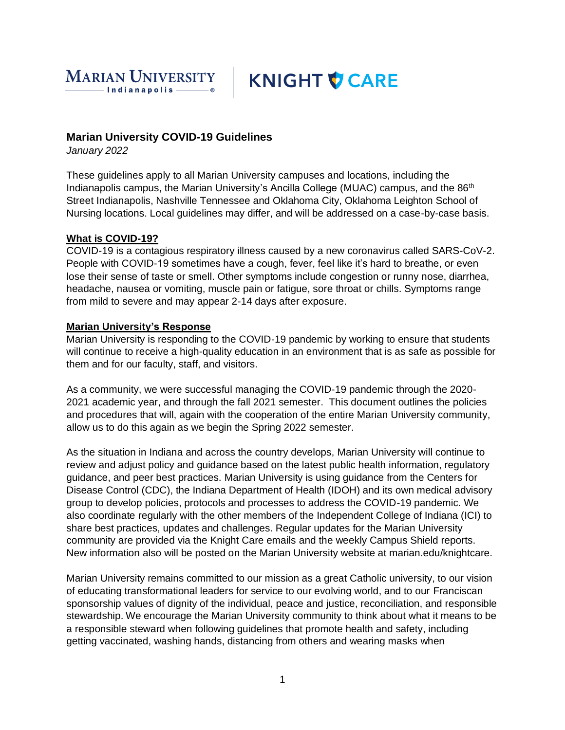MARIAN UNIVERSITY Indianapolis | KNIGHT CARE

## Marian University COVID-19 Guidelines

*January 2022*

These guidelines apply to all Marian University campuses and locations, including the Indianapolis campus, the Marian University's Ancilla College (MUAC) campus, and the 86th Street Indianapolis, Nashville Tennessee and Oklahoma City, Oklahoma Leighton School of Nursing locations. Local guidelines may differ, and will be addressed on a case-by-case basis.

### What is COVID-19?

COVID-19 is a contagious respiratory illness caused by a new coronavirus called SARS-CoV-2. People with COVID-19 sometimes have a cough, fever, feel like it's hard to breathe, or even lose their sense of taste or smell. Other symptoms include congestion or runny nose, diarrhea, headache, nausea or vomiting, muscle pain or fatigue, sore throat or chills. Symptoms range from mild to severe and may appear 2-14 days after exposure.

### Marian University's Response

Marian University is responding to the COVID-19 pandemic by working to ensure that students will continue to receive a high-quality education in an environment that is as safe as possible for them and for our faculty, staff, and visitors.

As a community, we were successful managing the COVID-19 pandemic through the 2020-2021 academic year, and through the fall 2021 semester. This document outlines the policies and procedures that will, again with the cooperation of the entire Marian University community, allow us to do this again as we begin the Spring 2022 semester.

As the situation in Indiana and across the country develops, Marian University will continue to review and adjust policy and guidance based on the latest public health information, regulatory guidance, and peer best practices. Marian University is using guidance from the Centers for Disease Control (CDC), the Indiana Department of Health (IDOH) and its own medical advisory group to develop policies, protocols and processes to address the COVID-19 pandemic. We also coordinate regularly with the other members of the Independent College of Indiana (ICI) to share best practices, updates and challenges. Regular updates for the Marian University community are provided via the Knight Care emails and the weekly Campus Shield reports. New information also will be posted on the Marian University website at marian.edu/knightcare.

Marian University remains committed to our mission as a great Catholic university, to our vision of educating transformational leaders for service to our evolving world, and to our Franciscan sponsorship values of dignity of the individual, peace and justice, reconciliation, and responsible stewardship. We encourage the Marian University community to think about what it means to be a responsible steward when following guidelines that promote health and safety, including getting vaccinated, washing hands, distancing from others and wearing masks when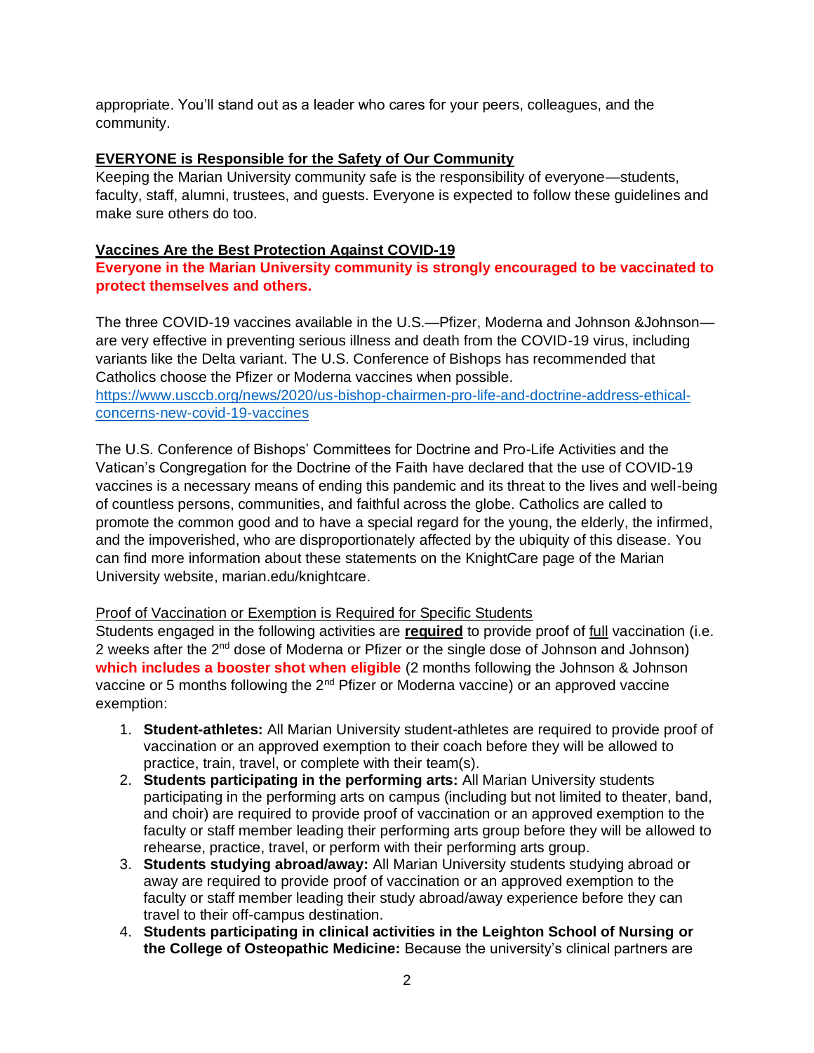appropriate. You'll stand out as a leader who cares for your peers, colleagues, and the community.

## EVERYONE is Responsible for the Safety of Our Community

Keeping the Marian University community safe is the responsibility of everyone—students, faculty, staff, alumni, trustees, and guests. Everyone is expected to follow these guidelines and make sure others do too.

## Vaccines Are the Best Protection Against COVID-19

**Everyone in the Marian University community is strongly encouraged to be vaccinated to protect themselves and others.**

The three COVID-19 vaccines available in the U.S.—Pfizer, Moderna and Johnson &Johnson—are very effective in preventing serious illness and death from the COVID-19 virus, including variants like the Delta variant. The U.S. Conference of Bishops has recommended that Catholics choose the Pfizer or Moderna vaccines when possible.
https://www.usccb.org/news/2020/us-bishop-chairmen-pro-life-and-doctrine-address-ethical-concerns-new-covid-19-vaccines

The U.S. Conference of Bishops' Committees for Doctrine and Pro-Life Activities and the Vatican's Congregation for the Doctrine of the Faith have declared that the use of COVID-19 vaccines is a necessary means of ending this pandemic and its threat to the lives and well-being of countless persons, communities, and faithful across the globe. Catholics are called to promote the common good and to have a special regard for the young, the elderly, the infirmed, and the impoverished, who are disproportionately affected by the ubiquity of this disease. You can find more information about these statements on the KnightCare page of the Marian University website, marian.edu/knightcare.

### Proof of Vaccination or Exemption is Required for Specific Students

Students engaged in the following activities are **required** to provide proof of full vaccination (i.e. 2 weeks after the 2nd dose of Moderna or Pfizer or the single dose of Johnson and Johnson) **which includes a booster shot when eligible** (2 months following the Johnson & Johnson vaccine or 5 months following the 2nd Pfizer or Moderna vaccine) or an approved vaccine exemption:

1. **Student-athletes:** All Marian University student-athletes are required to provide proof of vaccination or an approved exemption to their coach before they will be allowed to practice, train, travel, or complete with their team(s).
2. **Students participating in the performing arts:** All Marian University students participating in the performing arts on campus (including but not limited to theater, band, and choir) are required to provide proof of vaccination or an approved exemption to the faculty or staff member leading their performing arts group before they will be allowed to rehearse, practice, travel, or perform with their performing arts group.
3. **Students studying abroad/away:** All Marian University students studying abroad or away are required to provide proof of vaccination or an approved exemption to the faculty or staff member leading their study abroad/away experience before they can travel to their off-campus destination.
4. **Students participating in clinical activities in the Leighton School of Nursing or the College of Osteopathic Medicine:** Because the university's clinical partners are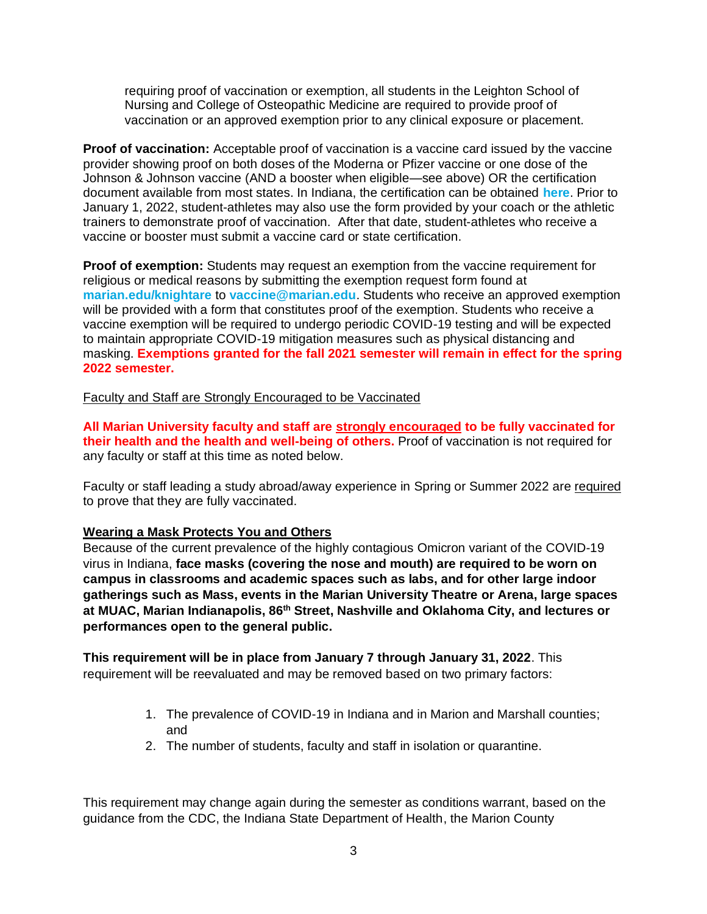requiring proof of vaccination or exemption, all students in the Leighton School of Nursing and College of Osteopathic Medicine are required to provide proof of vaccination or an approved exemption prior to any clinical exposure or placement.

**Proof of vaccination:** Acceptable proof of vaccination is a vaccine card issued by the vaccine provider showing proof on both doses of the Moderna or Pfizer vaccine or one dose of the Johnson & Johnson vaccine (AND a booster when eligible—see above) OR the certification document available from most states. In Indiana, the certification can be obtained **here**. Prior to January 1, 2022, student-athletes may also use the form provided by your coach or the athletic trainers to demonstrate proof of vaccination. After that date, student-athletes who receive a vaccine or booster must submit a vaccine card or state certification.

**Proof of exemption:** Students may request an exemption from the vaccine requirement for religious or medical reasons by submitting the exemption request form found at **marian.edu/knightare** to **vaccine@marian.edu**. Students who receive an approved exemption will be provided with a form that constitutes proof of the exemption. Students who receive a vaccine exemption will be required to undergo periodic COVID-19 testing and will be expected to maintain appropriate COVID-19 mitigation measures such as physical distancing and masking. **Exemptions granted for the fall 2021 semester will remain in effect for the spring 2022 semester.**

Faculty and Staff are Strongly Encouraged to be Vaccinated

**All Marian University faculty and staff are strongly encouraged to be fully vaccinated for their health and the health and well-being of others.** Proof of vaccination is not required for any faculty or staff at this time as noted below.

Faculty or staff leading a study abroad/away experience in Spring or Summer 2022 are required to prove that they are fully vaccinated.

**Wearing a Mask Protects You and Others**

Because of the current prevalence of the highly contagious Omicron variant of the COVID-19 virus in Indiana, **face masks (covering the nose and mouth) are required to be worn on campus in classrooms and academic spaces such as labs, and for other large indoor gatherings such as Mass, events in the Marian University Theatre or Arena, large spaces at MUAC, Marian Indianapolis, 86th Street, Nashville and Oklahoma City, and lectures or performances open to the general public.**

**This requirement will be in place from January 7 through January 31, 2022**. This requirement will be reevaluated and may be removed based on two primary factors:

1. The prevalence of COVID-19 in Indiana and in Marion and Marshall counties; and
2. The number of students, faculty and staff in isolation or quarantine.

This requirement may change again during the semester as conditions warrant, based on the guidance from the CDC, the Indiana State Department of Health, the Marion County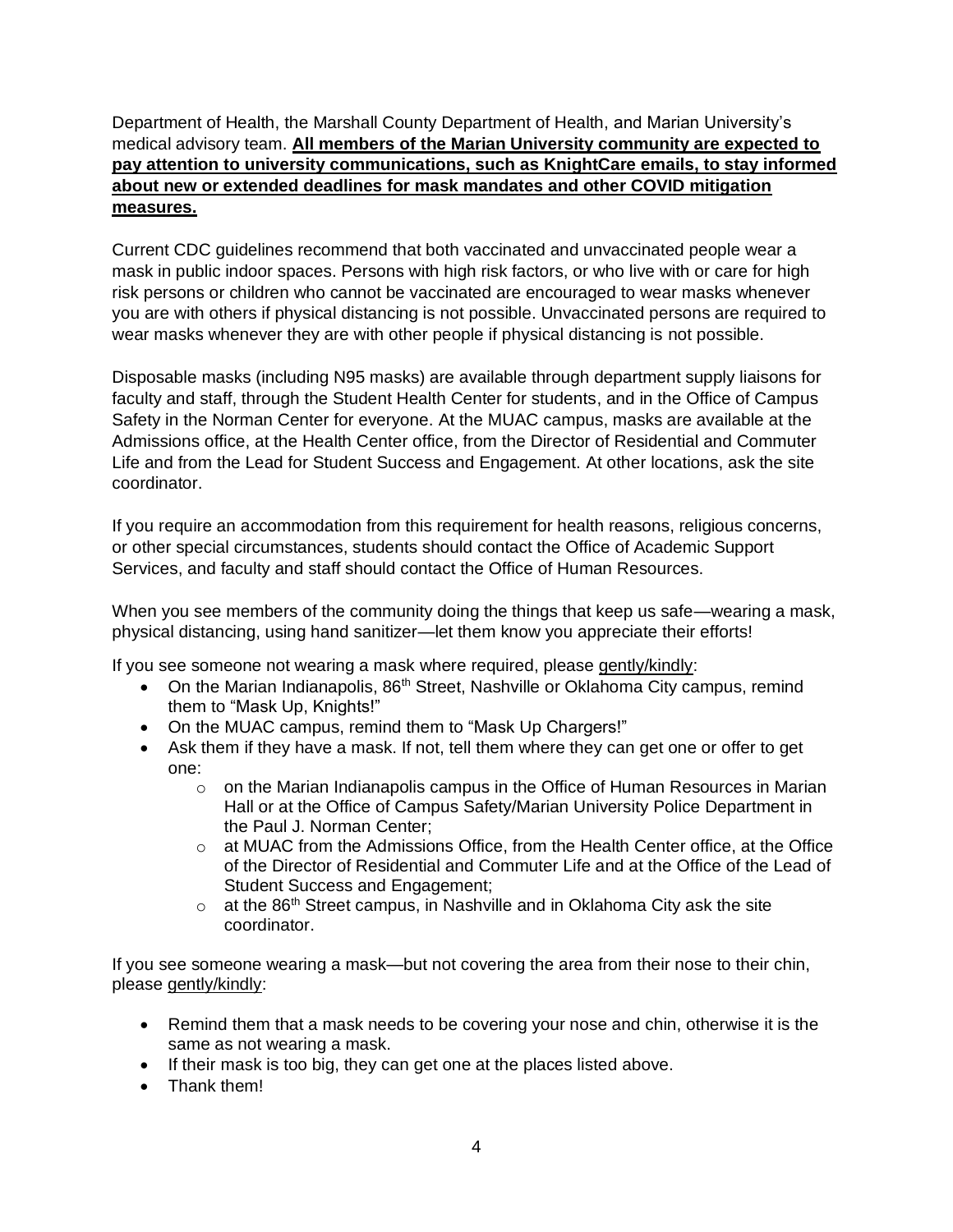Department of Health, the Marshall County Department of Health, and Marian University's medical advisory team. **<u>All members of the Marian University community are expected to pay attention to university communications, such as KnightCare emails, to stay informed about new or extended deadlines for mask mandates and other COVID mitigation measures.</u>**

Current CDC guidelines recommend that both vaccinated and unvaccinated people wear a mask in public indoor spaces. Persons with high risk factors, or who live with or care for high risk persons or children who cannot be vaccinated are encouraged to wear masks whenever you are with others if physical distancing is not possible. Unvaccinated persons are required to wear masks whenever they are with other people if physical distancing is not possible.

Disposable masks (including N95 masks) are available through department supply liaisons for faculty and staff, through the Student Health Center for students, and in the Office of Campus Safety in the Norman Center for everyone. At the MUAC campus, masks are available at the Admissions office, at the Health Center office, from the Director of Residential and Commuter Life and from the Lead for Student Success and Engagement. At other locations, ask the site coordinator.

If you require an accommodation from this requirement for health reasons, religious concerns, or other special circumstances, students should contact the Office of Academic Support Services, and faculty and staff should contact the Office of Human Resources.

When you see members of the community doing the things that keep us safe—wearing a mask, physical distancing, using hand sanitizer—let them know you appreciate their efforts!

If you see someone not wearing a mask where required, please <u>gently/kindly</u>:

- On the Marian Indianapolis, 86th Street, Nashville or Oklahoma City campus, remind them to "Mask Up, Knights!"
- On the MUAC campus, remind them to "Mask Up Chargers!"
- Ask them if they have a mask. If not, tell them where they can get one or offer to get one:
    - on the Marian Indianapolis campus in the Office of Human Resources in Marian Hall or at the Office of Campus Safety/Marian University Police Department in the Paul J. Norman Center;
    - at MUAC from the Admissions Office, from the Health Center office, at the Office of the Director of Residential and Commuter Life and at the Office of the Lead of Student Success and Engagement;
    - at the 86th Street campus, in Nashville and in Oklahoma City ask the site coordinator.

If you see someone wearing a mask—but not covering the area from their nose to their chin, please <u>gently/kindly</u>:

- Remind them that a mask needs to be covering your nose and chin, otherwise it is the same as not wearing a mask.
- If their mask is too big, they can get one at the places listed above.
- Thank them!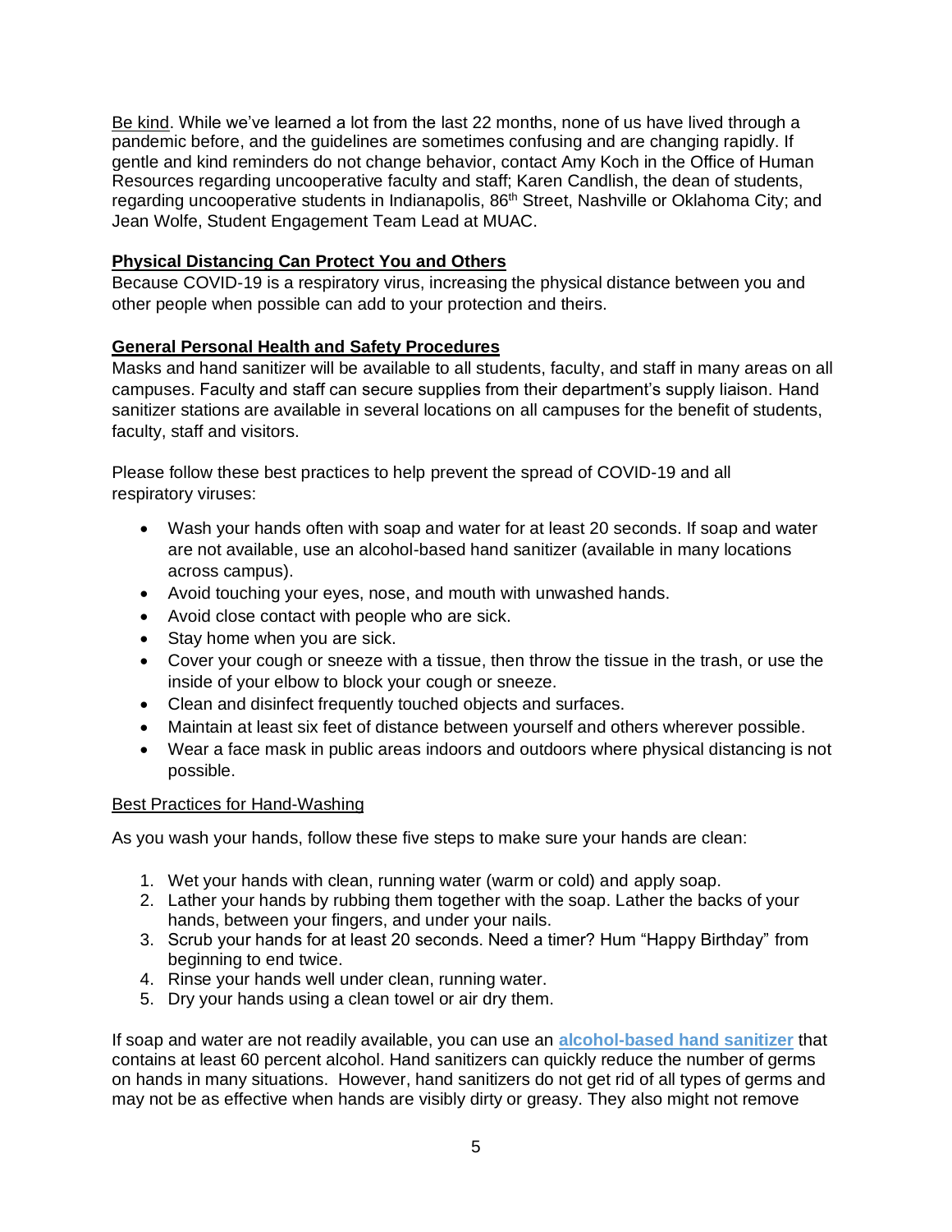Be kind. While we've learned a lot from the last 22 months, none of us have lived through a pandemic before, and the guidelines are sometimes confusing and are changing rapidly. If gentle and kind reminders do not change behavior, contact Amy Koch in the Office of Human Resources regarding uncooperative faculty and staff; Karen Candlish, the dean of students, regarding uncooperative students in Indianapolis, 86th Street, Nashville or Oklahoma City; and Jean Wolfe, Student Engagement Team Lead at MUAC.

## Physical Distancing Can Protect You and Others

Because COVID-19 is a respiratory virus, increasing the physical distance between you and other people when possible can add to your protection and theirs.

## General Personal Health and Safety Procedures

Masks and hand sanitizer will be available to all students, faculty, and staff in many areas on all campuses. Faculty and staff can secure supplies from their department's supply liaison. Hand sanitizer stations are available in several locations on all campuses for the benefit of students, faculty, staff and visitors.

Please follow these best practices to help prevent the spread of COVID-19 and all respiratory viruses:

- Wash your hands often with soap and water for at least 20 seconds. If soap and water are not available, use an alcohol-based hand sanitizer (available in many locations across campus).
- Avoid touching your eyes, nose, and mouth with unwashed hands.
- Avoid close contact with people who are sick.
- Stay home when you are sick.
- Cover your cough or sneeze with a tissue, then throw the tissue in the trash, or use the inside of your elbow to block your cough or sneeze.
- Clean and disinfect frequently touched objects and surfaces.
- Maintain at least six feet of distance between yourself and others wherever possible.
- Wear a face mask in public areas indoors and outdoors where physical distancing is not possible.

### Best Practices for Hand-Washing

As you wash your hands, follow these five steps to make sure your hands are clean:

1. Wet your hands with clean, running water (warm or cold) and apply soap.
2. Lather your hands by rubbing them together with the soap. Lather the backs of your hands, between your fingers, and under your nails.
3. Scrub your hands for at least 20 seconds. Need a timer? Hum "Happy Birthday" from beginning to end twice.
4. Rinse your hands well under clean, running water.
5. Dry your hands using a clean towel or air dry them.

If soap and water are not readily available, you can use an **alcohol-based hand sanitizer** that contains at least 60 percent alcohol. Hand sanitizers can quickly reduce the number of germs on hands in many situations. However, hand sanitizers do not get rid of all types of germs and may not be as effective when hands are visibly dirty or greasy. They also might not remove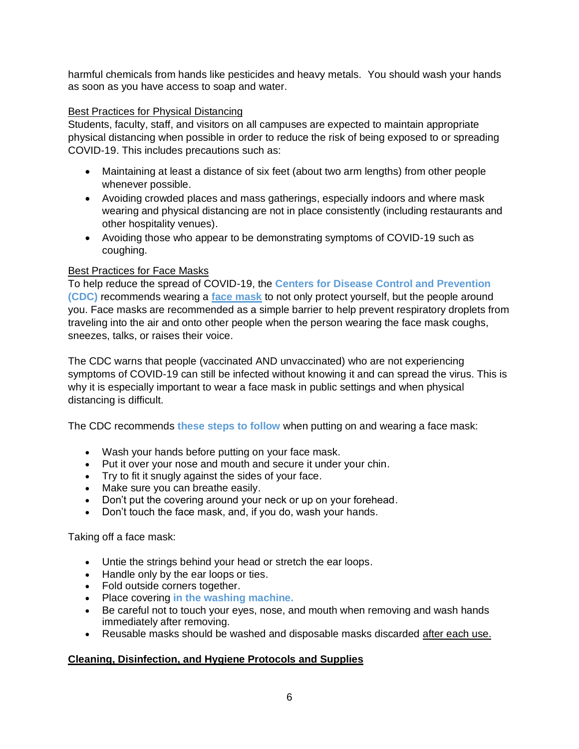harmful chemicals from hands like pesticides and heavy metals. You should wash your hands as soon as you have access to soap and water.

Best Practices for Physical Distancing

Students, faculty, staff, and visitors on all campuses are expected to maintain appropriate physical distancing when possible in order to reduce the risk of being exposed to or spreading COVID-19. This includes precautions such as:

- Maintaining at least a distance of six feet (about two arm lengths) from other people whenever possible.
- Avoiding crowded places and mass gatherings, especially indoors and where mask wearing and physical distancing are not in place consistently (including restaurants and other hospitality venues).
- Avoiding those who appear to be demonstrating symptoms of COVID-19 such as coughing.

Best Practices for Face Masks

To help reduce the spread of COVID-19, the **Centers for Disease Control and Prevention (CDC)** recommends wearing a **face mask** to not only protect yourself, but the people around you. Face masks are recommended as a simple barrier to help prevent respiratory droplets from traveling into the air and onto other people when the person wearing the face mask coughs, sneezes, talks, or raises their voice.

The CDC warns that people (vaccinated AND unvaccinated) who are not experiencing symptoms of COVID-19 can still be infected without knowing it and can spread the virus. This is why it is especially important to wear a face mask in public settings and when physical distancing is difficult.

The CDC recommends **these steps to follow** when putting on and wearing a face mask:

- Wash your hands before putting on your face mask.
- Put it over your nose and mouth and secure it under your chin.
- Try to fit it snugly against the sides of your face.
- Make sure you can breathe easily.
- Don't put the covering around your neck or up on your forehead.
- Don't touch the face mask, and, if you do, wash your hands.

Taking off a face mask:

- Untie the strings behind your head or stretch the ear loops.
- Handle only by the ear loops or ties.
- Fold outside corners together.
- Place covering **in the washing machine.**
- Be careful not to touch your eyes, nose, and mouth when removing and wash hands immediately after removing.
- Reusable masks should be washed and disposable masks discarded after each use.

**Cleaning, Disinfection, and Hygiene Protocols and Supplies**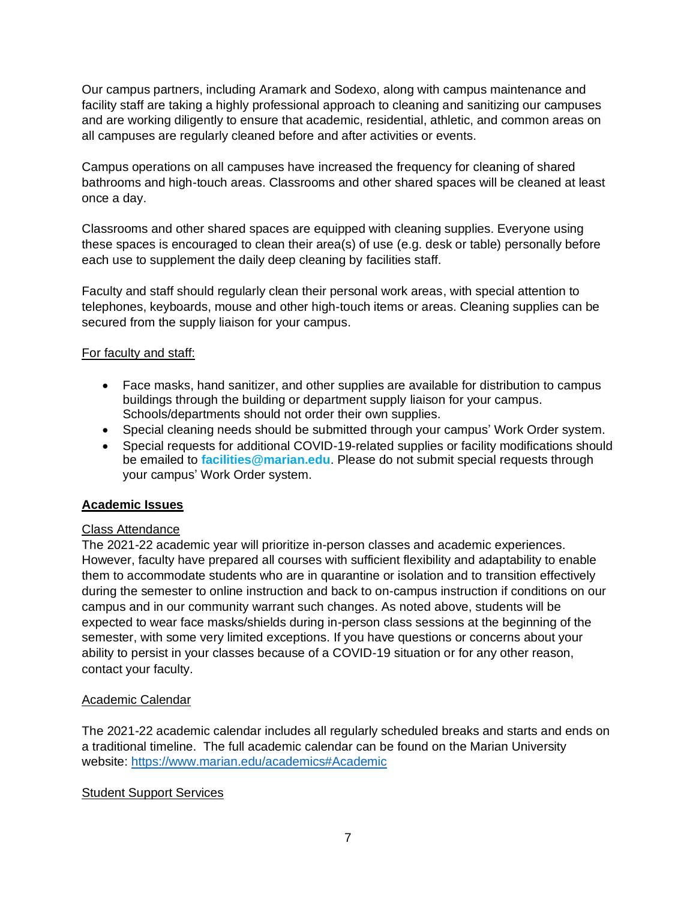Our campus partners, including Aramark and Sodexo, along with campus maintenance and facility staff are taking a highly professional approach to cleaning and sanitizing our campuses and are working diligently to ensure that academic, residential, athletic, and common areas on all campuses are regularly cleaned before and after activities or events.

Campus operations on all campuses have increased the frequency for cleaning of shared bathrooms and high-touch areas. Classrooms and other shared spaces will be cleaned at least once a day.

Classrooms and other shared spaces are equipped with cleaning supplies. Everyone using these spaces is encouraged to clean their area(s) of use (e.g. desk or table) personally before each use to supplement the daily deep cleaning by facilities staff.

Faculty and staff should regularly clean their personal work areas, with special attention to telephones, keyboards, mouse and other high-touch items or areas. Cleaning supplies can be secured from the supply liaison for your campus.

For faculty and staff:

- Face masks, hand sanitizer, and other supplies are available for distribution to campus buildings through the building or department supply liaison for your campus. Schools/departments should not order their own supplies.
- Special cleaning needs should be submitted through your campus' Work Order system.
- Special requests for additional COVID-19-related supplies or facility modifications should be emailed to **facilities@marian.edu**. Please do not submit special requests through your campus' Work Order system.

## Academic Issues

### Class Attendance

The 2021-22 academic year will prioritize in-person classes and academic experiences. However, faculty have prepared all courses with sufficient flexibility and adaptability to enable them to accommodate students who are in quarantine or isolation and to transition effectively during the semester to online instruction and back to on-campus instruction if conditions on our campus and in our community warrant such changes. As noted above, students will be expected to wear face masks/shields during in-person class sessions at the beginning of the semester, with some very limited exceptions. If you have questions or concerns about your ability to persist in your classes because of a COVID-19 situation or for any other reason, contact your faculty.

### Academic Calendar

The 2021-22 academic calendar includes all regularly scheduled breaks and starts and ends on a traditional timeline. The full academic calendar can be found on the Marian University website: https://www.marian.edu/academics#Academic

### Student Support Services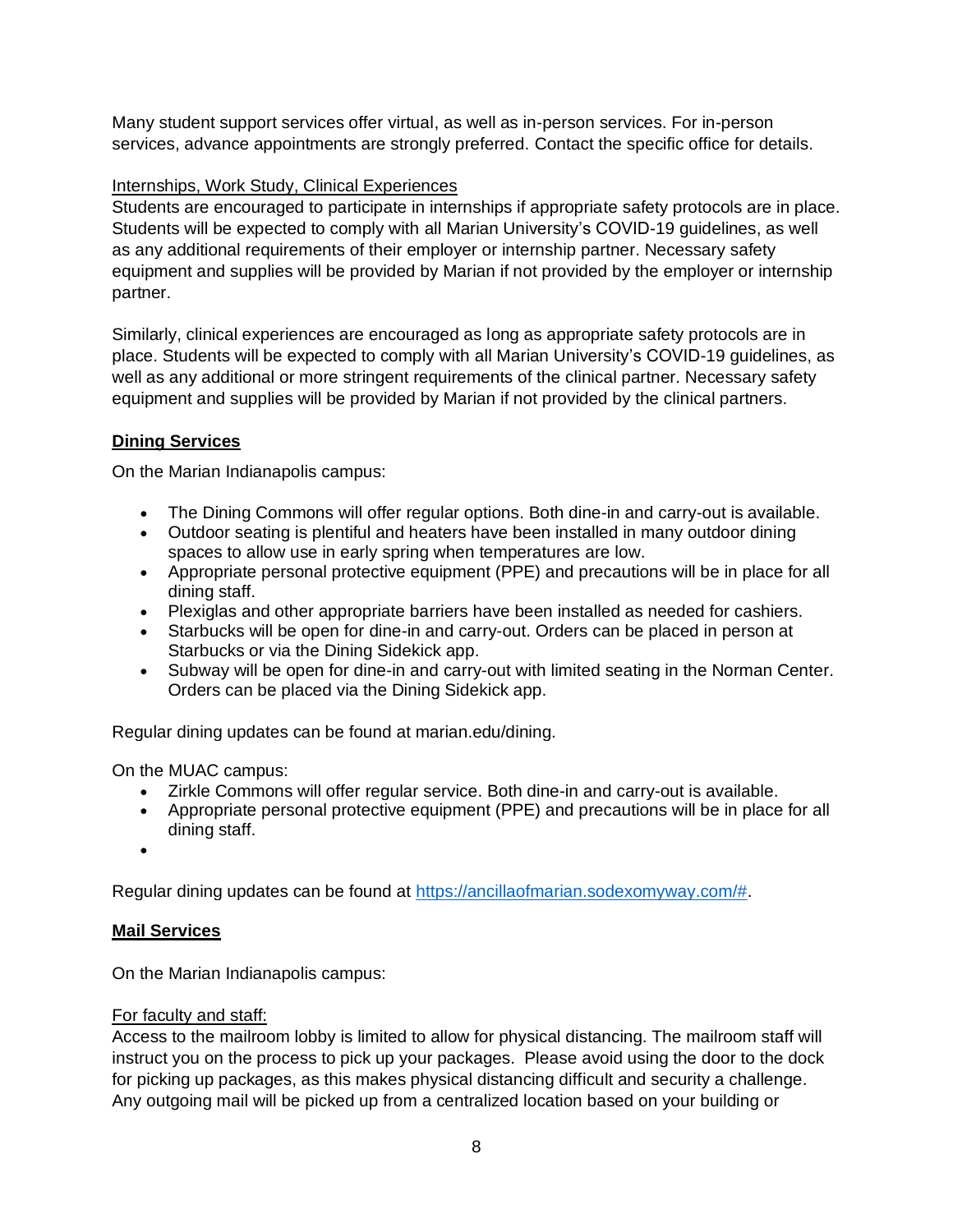Many student support services offer virtual, as well as in-person services. For in-person services, advance appointments are strongly preferred. Contact the specific office for details.

Internships, Work Study, Clinical Experiences

Students are encouraged to participate in internships if appropriate safety protocols are in place. Students will be expected to comply with all Marian University's COVID-19 guidelines, as well as any additional requirements of their employer or internship partner. Necessary safety equipment and supplies will be provided by Marian if not provided by the employer or internship partner.

Similarly, clinical experiences are encouraged as long as appropriate safety protocols are in place. Students will be expected to comply with all Marian University's COVID-19 guidelines, as well as any additional or more stringent requirements of the clinical partner. Necessary safety equipment and supplies will be provided by Marian if not provided by the clinical partners.

**Dining Services**

On the Marian Indianapolis campus:

- The Dining Commons will offer regular options. Both dine-in and carry-out is available.
- Outdoor seating is plentiful and heaters have been installed in many outdoor dining spaces to allow use in early spring when temperatures are low.
- Appropriate personal protective equipment (PPE) and precautions will be in place for all dining staff.
- Plexiglas and other appropriate barriers have been installed as needed for cashiers.
- Starbucks will be open for dine-in and carry-out. Orders can be placed in person at Starbucks or via the Dining Sidekick app.
- Subway will be open for dine-in and carry-out with limited seating in the Norman Center. Orders can be placed via the Dining Sidekick app.

Regular dining updates can be found at marian.edu/dining.

On the MUAC campus:

- Zirkle Commons will offer regular service. Both dine-in and carry-out is available.
- Appropriate personal protective equipment (PPE) and precautions will be in place for all dining staff.
- 

Regular dining updates can be found at https://ancillaofmarian.sodexomyway.com/#.

**Mail Services**

On the Marian Indianapolis campus:

For faculty and staff:

Access to the mailroom lobby is limited to allow for physical distancing. The mailroom staff will instruct you on the process to pick up your packages. Please avoid using the door to the dock for picking up packages, as this makes physical distancing difficult and security a challenge. Any outgoing mail will be picked up from a centralized location based on your building or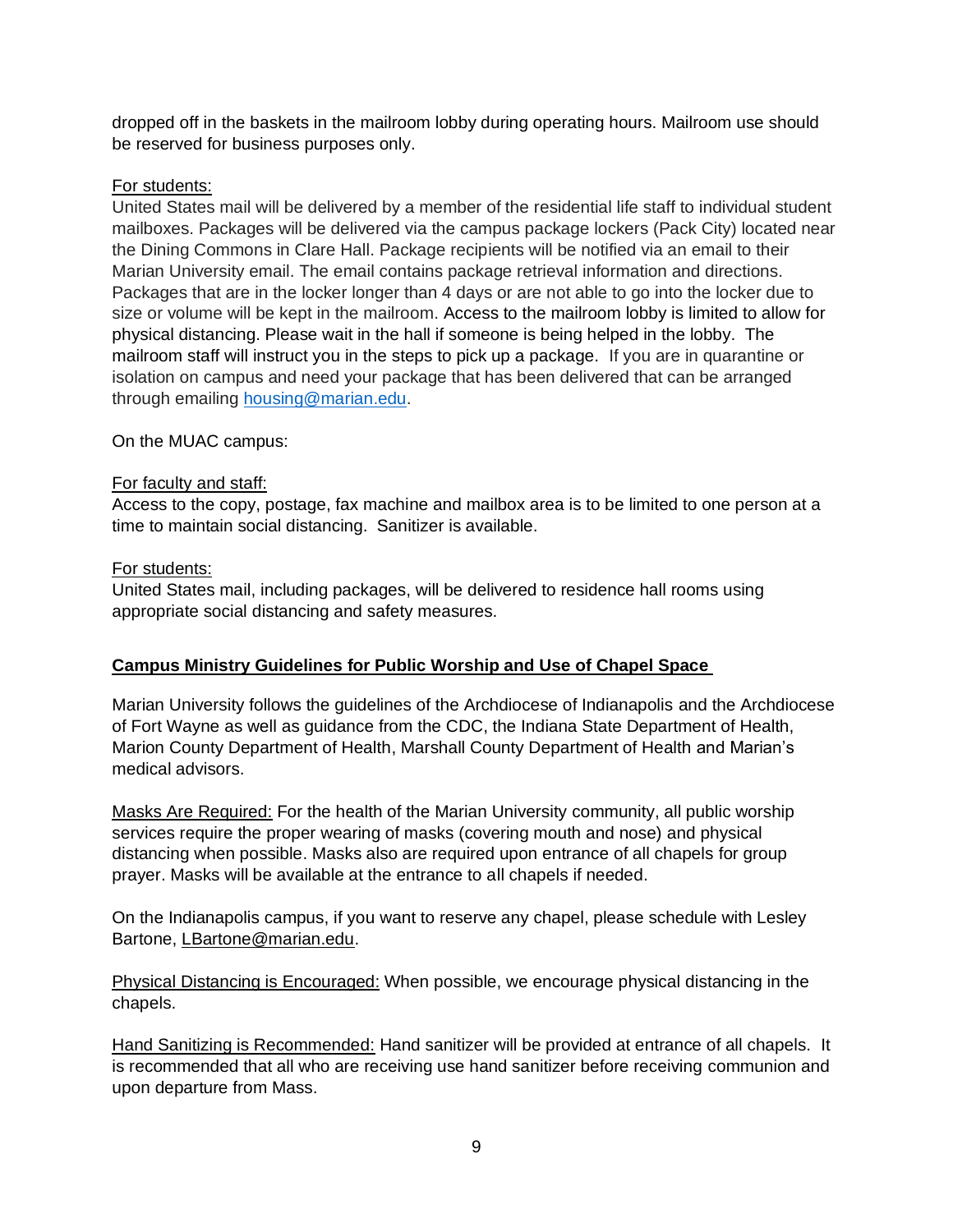dropped off in the baskets in the mailroom lobby during operating hours. Mailroom use should be reserved for business purposes only.

For students:
United States mail will be delivered by a member of the residential life staff to individual student mailboxes. Packages will be delivered via the campus package lockers (Pack City) located near the Dining Commons in Clare Hall. Package recipients will be notified via an email to their Marian University email. The email contains package retrieval information and directions. Packages that are in the locker longer than 4 days or are not able to go into the locker due to size or volume will be kept in the mailroom. Access to the mailroom lobby is limited to allow for physical distancing. Please wait in the hall if someone is being helped in the lobby. The mailroom staff will instruct you in the steps to pick up a package. If you are in quarantine or isolation on campus and need your package that has been delivered that can be arranged through emailing housing@marian.edu.

On the MUAC campus:

For faculty and staff:
Access to the copy, postage, fax machine and mailbox area is to be limited to one person at a time to maintain social distancing. Sanitizer is available.

For students:
United States mail, including packages, will be delivered to residence hall rooms using appropriate social distancing and safety measures.

## Campus Ministry Guidelines for Public Worship and Use of Chapel Space

Marian University follows the guidelines of the Archdiocese of Indianapolis and the Archdiocese of Fort Wayne as well as guidance from the CDC, the Indiana State Department of Health, Marion County Department of Health, Marshall County Department of Health and Marian's medical advisors.

Masks Are Required: For the health of the Marian University community, all public worship services require the proper wearing of masks (covering mouth and nose) and physical distancing when possible. Masks also are required upon entrance of all chapels for group prayer. Masks will be available at the entrance to all chapels if needed.

On the Indianapolis campus, if you want to reserve any chapel, please schedule with Lesley Bartone, LBartone@marian.edu.

Physical Distancing is Encouraged: When possible, we encourage physical distancing in the chapels.

Hand Sanitizing is Recommended: Hand sanitizer will be provided at entrance of all chapels. It is recommended that all who are receiving use hand sanitizer before receiving communion and upon departure from Mass.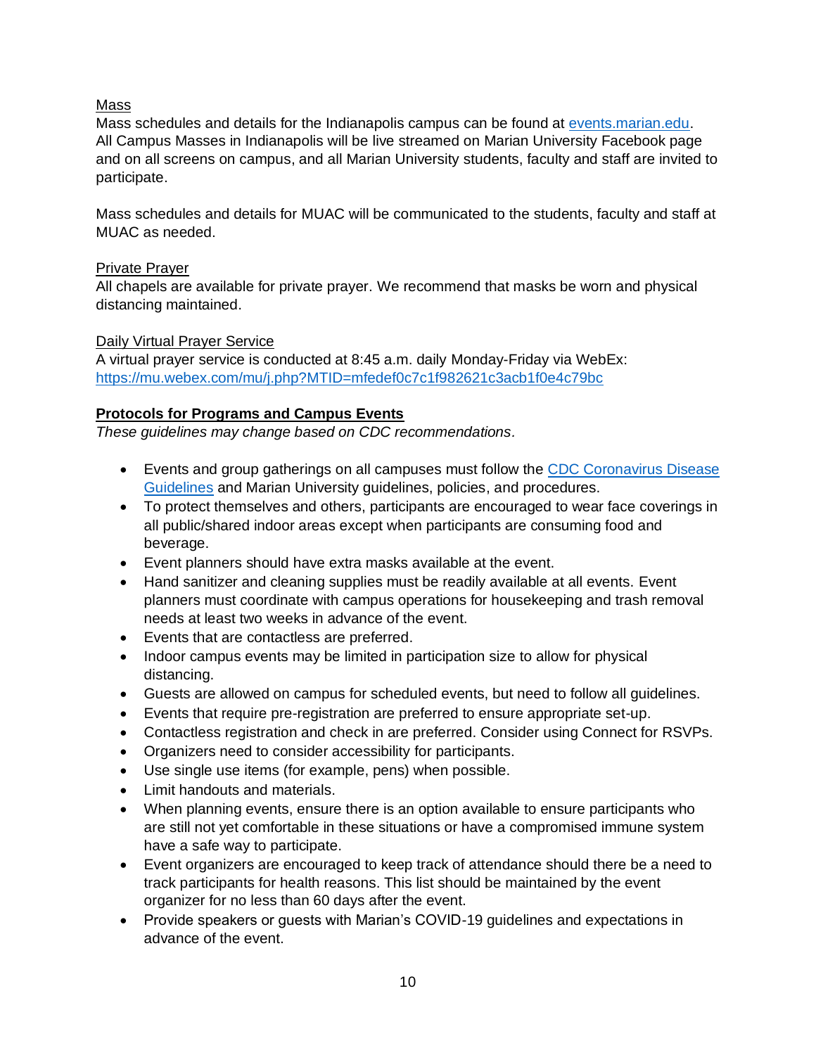Mass

Mass schedules and details for the Indianapolis campus can be found at [events.marian.edu](events.marian.edu). All Campus Masses in Indianapolis will be live streamed on Marian University Facebook page and on all screens on campus, and all Marian University students, faculty and staff are invited to participate.

Mass schedules and details for MUAC will be communicated to the students, faculty and staff at MUAC as needed.

Private Prayer

All chapels are available for private prayer. We recommend that masks be worn and physical distancing maintained.

Daily Virtual Prayer Service

A virtual prayer service is conducted at 8:45 a.m. daily Monday-Friday via WebEx: https://mu.webex.com/mu/j.php?MTID=mfedef0c7c1f982621c3acb1f0e4c79bc

**Protocols for Programs and Campus Events**

*These guidelines may change based on CDC recommendations.*

- Events and group gatherings on all campuses must follow the CDC Coronavirus Disease Guidelines and Marian University guidelines, policies, and procedures.
- To protect themselves and others, participants are encouraged to wear face coverings in all public/shared indoor areas except when participants are consuming food and beverage.
- Event planners should have extra masks available at the event.
- Hand sanitizer and cleaning supplies must be readily available at all events. Event planners must coordinate with campus operations for housekeeping and trash removal needs at least two weeks in advance of the event.
- Events that are contactless are preferred.
- Indoor campus events may be limited in participation size to allow for physical distancing.
- Guests are allowed on campus for scheduled events, but need to follow all guidelines.
- Events that require pre-registration are preferred to ensure appropriate set-up.
- Contactless registration and check in are preferred. Consider using Connect for RSVPs.
- Organizers need to consider accessibility for participants.
- Use single use items (for example, pens) when possible.
- Limit handouts and materials.
- When planning events, ensure there is an option available to ensure participants who are still not yet comfortable in these situations or have a compromised immune system have a safe way to participate.
- Event organizers are encouraged to keep track of attendance should there be a need to track participants for health reasons. This list should be maintained by the event organizer for no less than 60 days after the event.
- Provide speakers or guests with Marian's COVID-19 guidelines and expectations in advance of the event.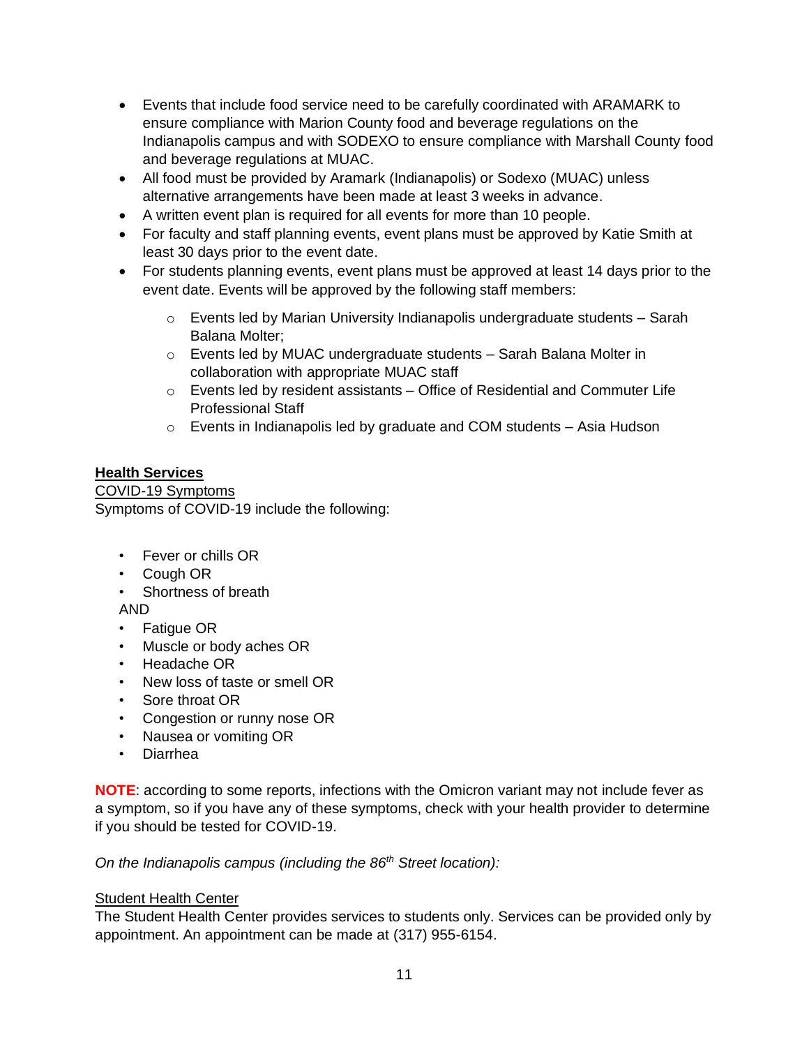- Events that include food service need to be carefully coordinated with ARAMARK to ensure compliance with Marion County food and beverage regulations on the Indianapolis campus and with SODEXO to ensure compliance with Marshall County food and beverage regulations at MUAC.
- All food must be provided by Aramark (Indianapolis) or Sodexo (MUAC) unless alternative arrangements have been made at least 3 weeks in advance.
- A written event plan is required for all events for more than 10 people.
- For faculty and staff planning events, event plans must be approved by Katie Smith at least 30 days prior to the event date.
- For students planning events, event plans must be approved at least 14 days prior to the event date. Events will be approved by the following staff members:
  - Events led by Marian University Indianapolis undergraduate students – Sarah Balana Molter;
  - Events led by MUAC undergraduate students – Sarah Balana Molter in collaboration with appropriate MUAC staff
  - Events led by resident assistants – Office of Residential and Commuter Life Professional Staff
  - Events in Indianapolis led by graduate and COM students – Asia Hudson

## Health Services

### COVID-19 Symptoms

Symptoms of COVID-19 include the following:

- Fever or chills OR
- Cough OR
- Shortness of breath

AND

- Fatigue OR
- Muscle or body aches OR
- Headache OR
- New loss of taste or smell OR
- Sore throat OR
- Congestion or runny nose OR
- Nausea or vomiting OR
- Diarrhea

**NOTE**: according to some reports, infections with the Omicron variant may not include fever as a symptom, so if you have any of these symptoms, check with your health provider to determine if you should be tested for COVID-19.

*On the Indianapolis campus (including the 86th Street location):*

### Student Health Center

The Student Health Center provides services to students only. Services can be provided only by appointment. An appointment can be made at (317) 955-6154.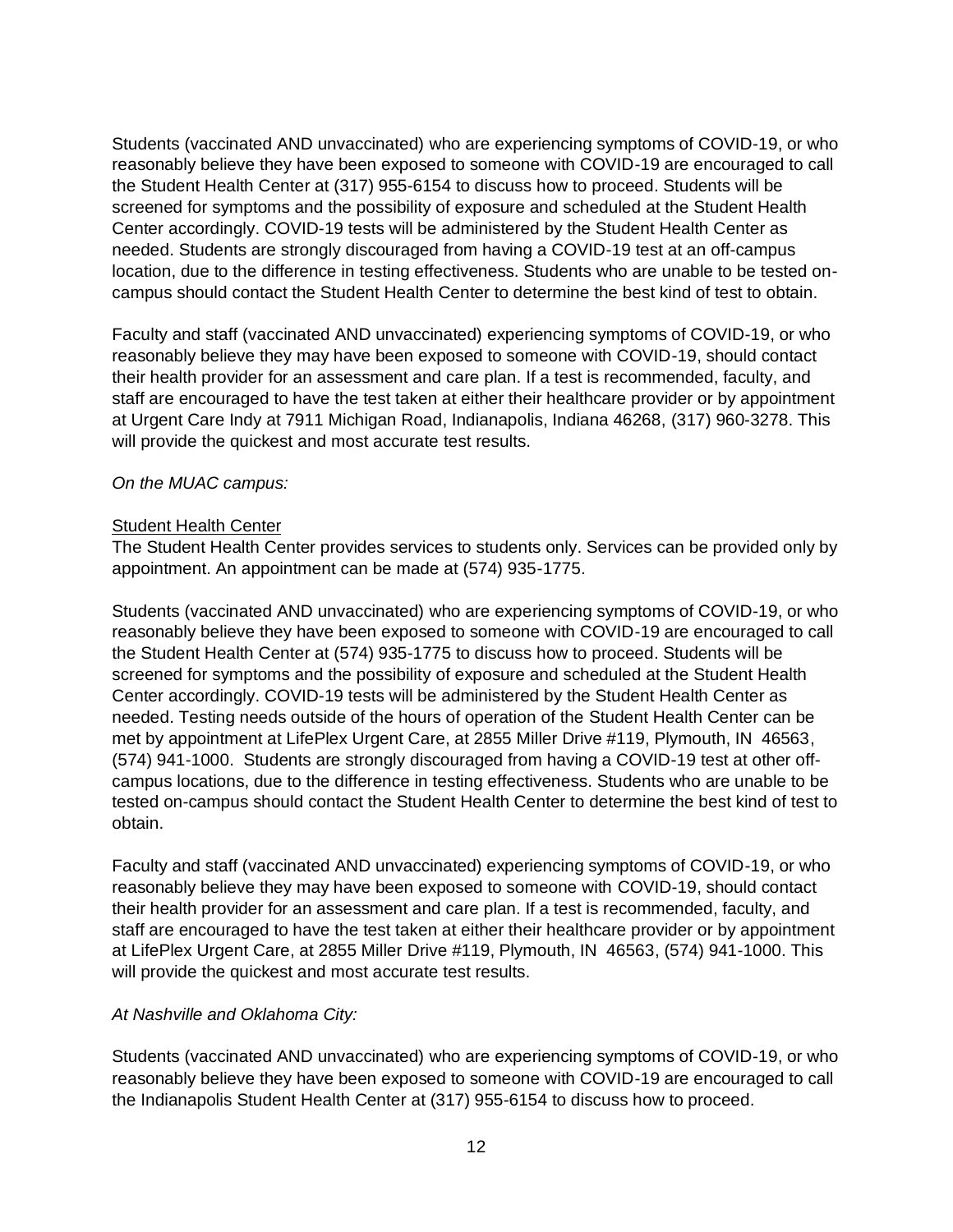Students (vaccinated AND unvaccinated) who are experiencing symptoms of COVID-19, or who reasonably believe they have been exposed to someone with COVID-19 are encouraged to call the Student Health Center at (317) 955-6154 to discuss how to proceed. Students will be screened for symptoms and the possibility of exposure and scheduled at the Student Health Center accordingly. COVID-19 tests will be administered by the Student Health Center as needed. Students are strongly discouraged from having a COVID-19 test at an off-campus location, due to the difference in testing effectiveness. Students who are unable to be tested on-campus should contact the Student Health Center to determine the best kind of test to obtain.

Faculty and staff (vaccinated AND unvaccinated) experiencing symptoms of COVID-19, or who reasonably believe they may have been exposed to someone with COVID-19, should contact their health provider for an assessment and care plan. If a test is recommended, faculty, and staff are encouraged to have the test taken at either their healthcare provider or by appointment at Urgent Care Indy at 7911 Michigan Road, Indianapolis, Indiana 46268, (317) 960-3278. This will provide the quickest and most accurate test results.

*On the MUAC campus:*

<u>Student Health Center</u>

The Student Health Center provides services to students only. Services can be provided only by appointment. An appointment can be made at (574) 935-1775.

Students (vaccinated AND unvaccinated) who are experiencing symptoms of COVID-19, or who reasonably believe they have been exposed to someone with COVID-19 are encouraged to call the Student Health Center at (574) 935-1775 to discuss how to proceed. Students will be screened for symptoms and the possibility of exposure and scheduled at the Student Health Center accordingly. COVID-19 tests will be administered by the Student Health Center as needed. Testing needs outside of the hours of operation of the Student Health Center can be met by appointment at LifePlex Urgent Care, at 2855 Miller Drive #119, Plymouth, IN 46563, (574) 941-1000. Students are strongly discouraged from having a COVID-19 test at other off-campus locations, due to the difference in testing effectiveness. Students who are unable to be tested on-campus should contact the Student Health Center to determine the best kind of test to obtain.

Faculty and staff (vaccinated AND unvaccinated) experiencing symptoms of COVID-19, or who reasonably believe they may have been exposed to someone with COVID-19, should contact their health provider for an assessment and care plan. If a test is recommended, faculty, and staff are encouraged to have the test taken at either their healthcare provider or by appointment at LifePlex Urgent Care, at 2855 Miller Drive #119, Plymouth, IN 46563, (574) 941-1000. This will provide the quickest and most accurate test results.

*At Nashville and Oklahoma City:*

Students (vaccinated AND unvaccinated) who are experiencing symptoms of COVID-19, or who reasonably believe they have been exposed to someone with COVID-19 are encouraged to call the Indianapolis Student Health Center at (317) 955-6154 to discuss how to proceed.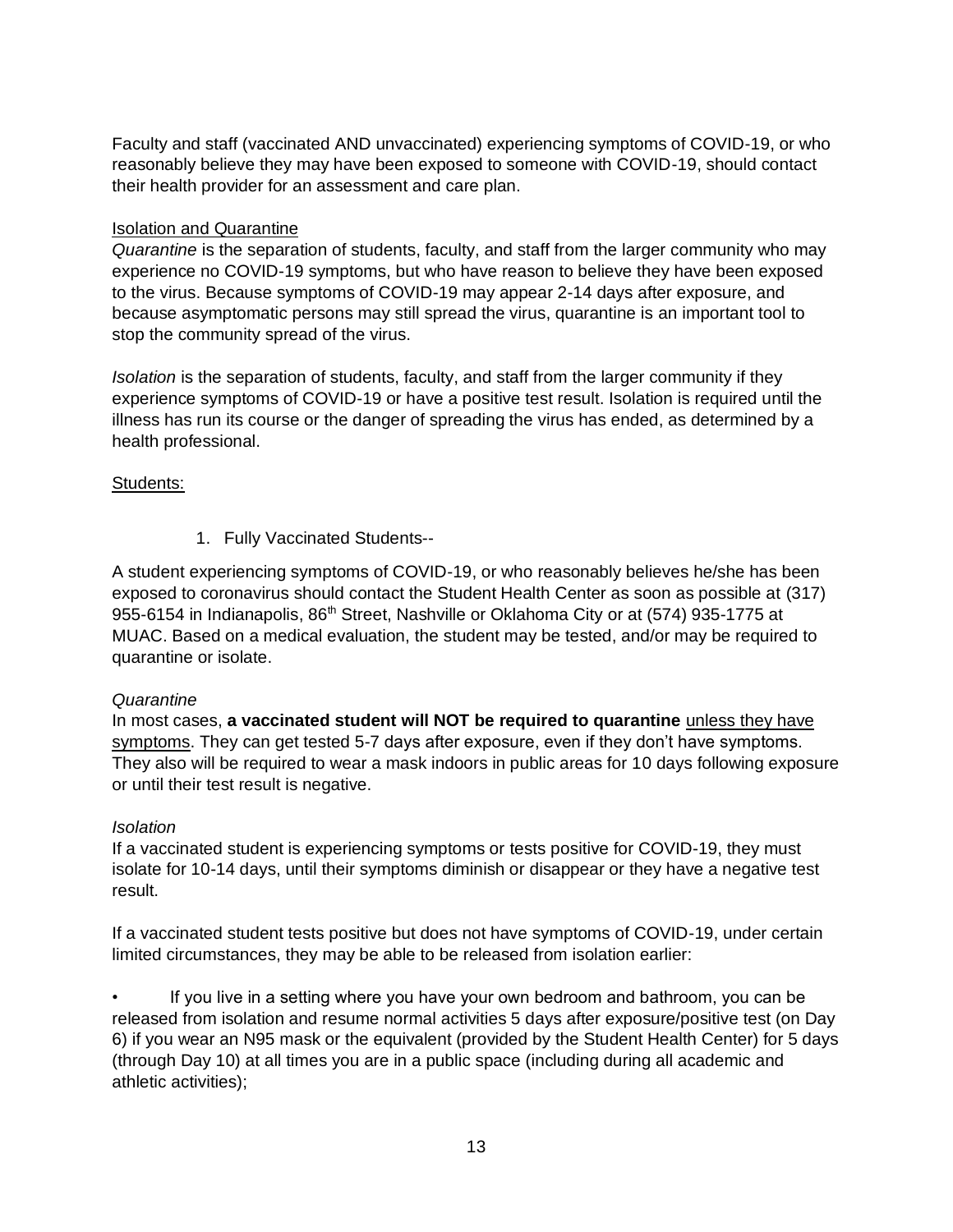Faculty and staff (vaccinated AND unvaccinated) experiencing symptoms of COVID-19, or who reasonably believe they may have been exposed to someone with COVID-19, should contact their health provider for an assessment and care plan.

<u>Isolation and Quarantine</u>

*Quarantine* is the separation of students, faculty, and staff from the larger community who may experience no COVID-19 symptoms, but who have reason to believe they have been exposed to the virus. Because symptoms of COVID-19 may appear 2-14 days after exposure, and because asymptomatic persons may still spread the virus, quarantine is an important tool to stop the community spread of the virus.

*Isolation* is the separation of students, faculty, and staff from the larger community if they experience symptoms of COVID-19 or have a positive test result. Isolation is required until the illness has run its course or the danger of spreading the virus has ended, as determined by a health professional.

<u>Students:</u>

1. Fully Vaccinated Students--

A student experiencing symptoms of COVID-19, or who reasonably believes he/she has been exposed to coronavirus should contact the Student Health Center as soon as possible at (317) 955-6154 in Indianapolis, 86th Street, Nashville or Oklahoma City or at (574) 935-1775 at MUAC. Based on a medical evaluation, the student may be tested, and/or may be required to quarantine or isolate.

*Quarantine*

In most cases, **a vaccinated student will NOT be required to quarantine** <u>unless they have symptoms</u>. They can get tested 5-7 days after exposure, even if they don't have symptoms. They also will be required to wear a mask indoors in public areas for 10 days following exposure or until their test result is negative.

*Isolation*

If a vaccinated student is experiencing symptoms or tests positive for COVID-19, they must isolate for 10-14 days, until their symptoms diminish or disappear or they have a negative test result.

If a vaccinated student tests positive but does not have symptoms of COVID-19, under certain limited circumstances, they may be able to be released from isolation earlier:

- If you live in a setting where you have your own bedroom and bathroom, you can be released from isolation and resume normal activities 5 days after exposure/positive test (on Day 6) if you wear an N95 mask or the equivalent (provided by the Student Health Center) for 5 days (through Day 10) at all times you are in a public space (including during all academic and athletic activities);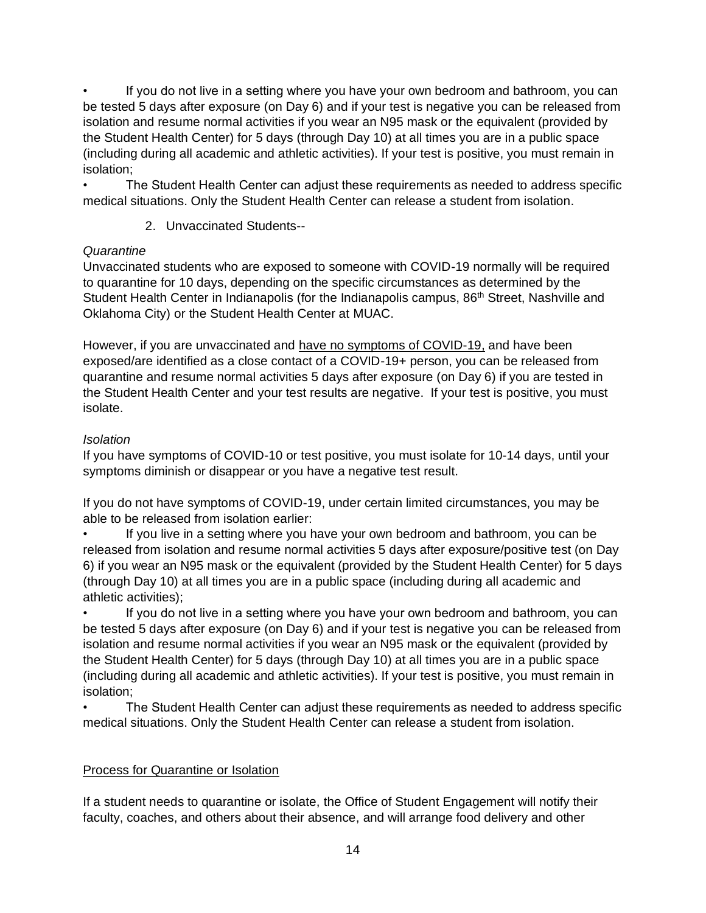- If you do not live in a setting where you have your own bedroom and bathroom, you can be tested 5 days after exposure (on Day 6) and if your test is negative you can be released from isolation and resume normal activities if you wear an N95 mask or the equivalent (provided by the Student Health Center) for 5 days (through Day 10) at all times you are in a public space (including during all academic and athletic activities). If your test is positive, you must remain in isolation;
- The Student Health Center can adjust these requirements as needed to address specific medical situations. Only the Student Health Center can release a student from isolation.

2. Unvaccinated Students--

*Quarantine*

Unvaccinated students who are exposed to someone with COVID-19 normally will be required to quarantine for 10 days, depending on the specific circumstances as determined by the Student Health Center in Indianapolis (for the Indianapolis campus, 86th Street, Nashville and Oklahoma City) or the Student Health Center at MUAC.

However, if you are unvaccinated and <u>have no symptoms of COVID-19,</u> and have been exposed/are identified as a close contact of a COVID-19+ person, you can be released from quarantine and resume normal activities 5 days after exposure (on Day 6) if you are tested in the Student Health Center and your test results are negative. If your test is positive, you must isolate.

*Isolation*

If you have symptoms of COVID-10 or test positive, you must isolate for 10-14 days, until your symptoms diminish or disappear or you have a negative test result.

If you do not have symptoms of COVID-19, under certain limited circumstances, you may be able to be released from isolation earlier:

- If you live in a setting where you have your own bedroom and bathroom, you can be released from isolation and resume normal activities 5 days after exposure/positive test (on Day 6) if you wear an N95 mask or the equivalent (provided by the Student Health Center) for 5 days (through Day 10) at all times you are in a public space (including during all academic and athletic activities);
- If you do not live in a setting where you have your own bedroom and bathroom, you can be tested 5 days after exposure (on Day 6) and if your test is negative you can be released from isolation and resume normal activities if you wear an N95 mask or the equivalent (provided by the Student Health Center) for 5 days (through Day 10) at all times you are in a public space (including during all academic and athletic activities). If your test is positive, you must remain in isolation;
- The Student Health Center can adjust these requirements as needed to address specific medical situations. Only the Student Health Center can release a student from isolation.

<u>Process for Quarantine or Isolation</u>

If a student needs to quarantine or isolate, the Office of Student Engagement will notify their faculty, coaches, and others about their absence, and will arrange food delivery and other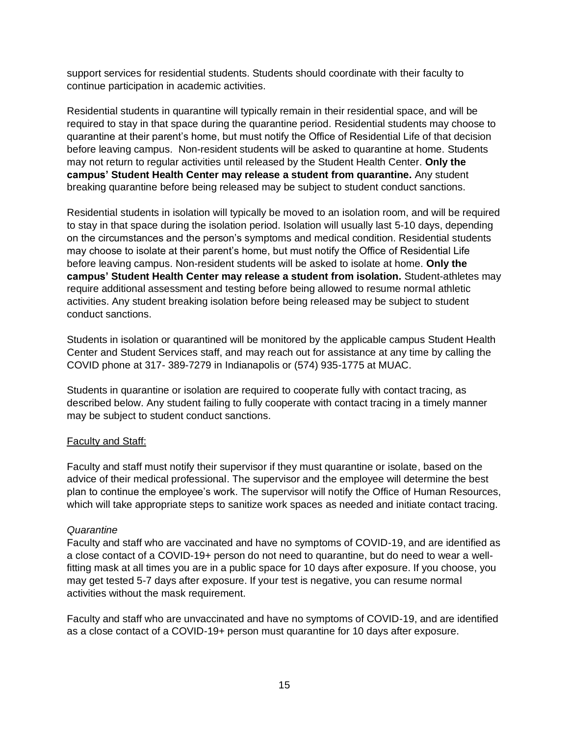support services for residential students. Students should coordinate with their faculty to continue participation in academic activities.

Residential students in quarantine will typically remain in their residential space, and will be required to stay in that space during the quarantine period. Residential students may choose to quarantine at their parent's home, but must notify the Office of Residential Life of that decision before leaving campus. Non-resident students will be asked to quarantine at home. Students may not return to regular activities until released by the Student Health Center. **Only the campus' Student Health Center may release a student from quarantine.** Any student breaking quarantine before being released may be subject to student conduct sanctions.

Residential students in isolation will typically be moved to an isolation room, and will be required to stay in that space during the isolation period. Isolation will usually last 5-10 days, depending on the circumstances and the person's symptoms and medical condition. Residential students may choose to isolate at their parent's home, but must notify the Office of Residential Life before leaving campus. Non-resident students will be asked to isolate at home. **Only the campus' Student Health Center may release a student from isolation.** Student-athletes may require additional assessment and testing before being allowed to resume normal athletic activities. Any student breaking isolation before being released may be subject to student conduct sanctions.

Students in isolation or quarantined will be monitored by the applicable campus Student Health Center and Student Services staff, and may reach out for assistance at any time by calling the COVID phone at 317- 389-7279 in Indianapolis or (574) 935-1775 at MUAC.

Students in quarantine or isolation are required to cooperate fully with contact tracing, as described below. Any student failing to fully cooperate with contact tracing in a timely manner may be subject to student conduct sanctions.

<u>Faculty and Staff:</u>

Faculty and staff must notify their supervisor if they must quarantine or isolate, based on the advice of their medical professional. The supervisor and the employee will determine the best plan to continue the employee's work. The supervisor will notify the Office of Human Resources, which will take appropriate steps to sanitize work spaces as needed and initiate contact tracing.

*Quarantine*

Faculty and staff who are vaccinated and have no symptoms of COVID-19, and are identified as a close contact of a COVID-19+ person do not need to quarantine, but do need to wear a well-fitting mask at all times you are in a public space for 10 days after exposure. If you choose, you may get tested 5-7 days after exposure. If your test is negative, you can resume normal activities without the mask requirement.

Faculty and staff who are unvaccinated and have no symptoms of COVID-19, and are identified as a close contact of a COVID-19+ person must quarantine for 10 days after exposure.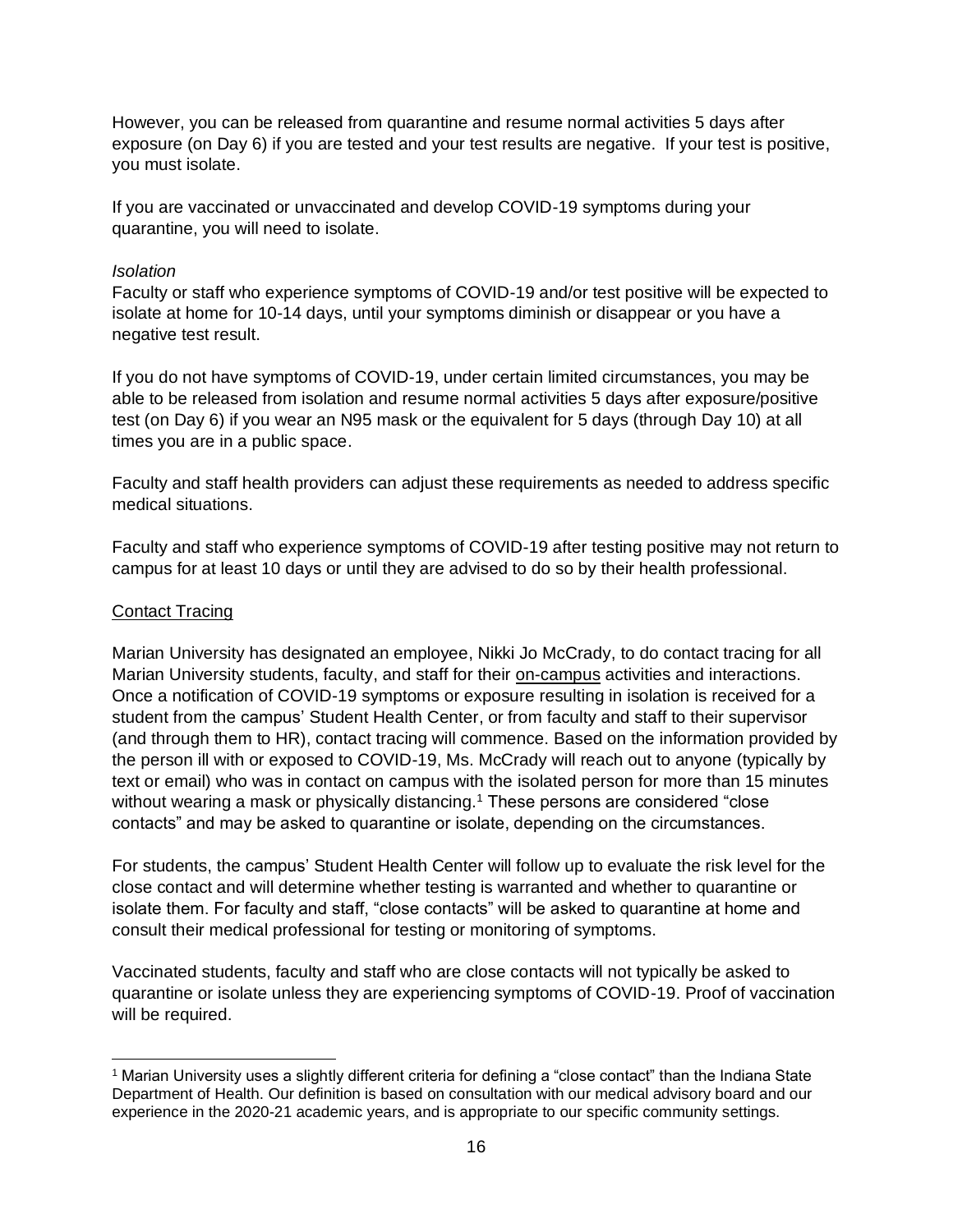However, you can be released from quarantine and resume normal activities 5 days after exposure (on Day 6) if you are tested and your test results are negative. If your test is positive, you must isolate.

If you are vaccinated or unvaccinated and develop COVID-19 symptoms during your quarantine, you will need to isolate.

*Isolation*

Faculty or staff who experience symptoms of COVID-19 and/or test positive will be expected to isolate at home for 10-14 days, until your symptoms diminish or disappear or you have a negative test result.

If you do not have symptoms of COVID-19, under certain limited circumstances, you may be able to be released from isolation and resume normal activities 5 days after exposure/positive test (on Day 6) if you wear an N95 mask or the equivalent for 5 days (through Day 10) at all times you are in a public space.

Faculty and staff health providers can adjust these requirements as needed to address specific medical situations.

Faculty and staff who experience symptoms of COVID-19 after testing positive may not return to campus for at least 10 days or until they are advised to do so by their health professional.

<u>Contact Tracing</u>

Marian University has designated an employee, Nikki Jo McCrady, to do contact tracing for all Marian University students, faculty, and staff for their <u>on-campus</u> activities and interactions. Once a notification of COVID-19 symptoms or exposure resulting in isolation is received for a student from the campus' Student Health Center, or from faculty and staff to their supervisor (and through them to HR), contact tracing will commence. Based on the information provided by the person ill with or exposed to COVID-19, Ms. McCrady will reach out to anyone (typically by text or email) who was in contact on campus with the isolated person for more than 15 minutes without wearing a mask or physically distancing.[1] These persons are considered "close contacts" and may be asked to quarantine or isolate, depending on the circumstances.

For students, the campus' Student Health Center will follow up to evaluate the risk level for the close contact and will determine whether testing is warranted and whether to quarantine or isolate them. For faculty and staff, "close contacts" will be asked to quarantine at home and consult their medical professional for testing or monitoring of symptoms.

Vaccinated students, faculty and staff who are close contacts will not typically be asked to quarantine or isolate unless they are experiencing symptoms of COVID-19. Proof of vaccination will be required.

---

[1] Marian University uses a slightly different criteria for defining a "close contact" than the Indiana State Department of Health. Our definition is based on consultation with our medical advisory board and our experience in the 2020-21 academic years, and is appropriate to our specific community settings.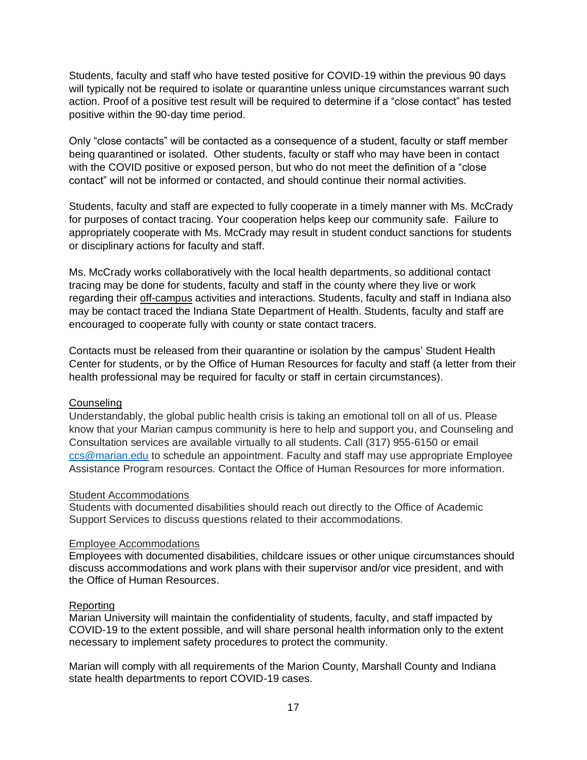Students, faculty and staff who have tested positive for COVID-19 within the previous 90 days will typically not be required to isolate or quarantine unless unique circumstances warrant such action. Proof of a positive test result will be required to determine if a "close contact" has tested positive within the 90-day time period.

Only "close contacts" will be contacted as a consequence of a student, faculty or staff member being quarantined or isolated. Other students, faculty or staff who may have been in contact with the COVID positive or exposed person, but who do not meet the definition of a "close contact" will not be informed or contacted, and should continue their normal activities.

Students, faculty and staff are expected to fully cooperate in a timely manner with Ms. McCrady for purposes of contact tracing. Your cooperation helps keep our community safe. Failure to appropriately cooperate with Ms. McCrady may result in student conduct sanctions for students or disciplinary actions for faculty and staff.

Ms. McCrady works collaboratively with the local health departments, so additional contact tracing may be done for students, faculty and staff in the county where they live or work regarding their off-campus activities and interactions. Students, faculty and staff in Indiana also may be contact traced the Indiana State Department of Health. Students, faculty and staff are encouraged to cooperate fully with county or state contact tracers.

Contacts must be released from their quarantine or isolation by the campus' Student Health Center for students, or by the Office of Human Resources for faculty and staff (a letter from their health professional may be required for faculty or staff in certain circumstances).

Counseling

Understandably, the global public health crisis is taking an emotional toll on all of us. Please know that your Marian campus community is here to help and support you, and Counseling and Consultation services are available virtually to all students. Call (317) 955-6150 or email ccs@marian.edu to schedule an appointment. Faculty and staff may use appropriate Employee Assistance Program resources. Contact the Office of Human Resources for more information.

Student Accommodations

Students with documented disabilities should reach out directly to the Office of Academic Support Services to discuss questions related to their accommodations.

Employee Accommodations

Employees with documented disabilities, childcare issues or other unique circumstances should discuss accommodations and work plans with their supervisor and/or vice president, and with the Office of Human Resources.

Reporting

Marian University will maintain the confidentiality of students, faculty, and staff impacted by COVID-19 to the extent possible, and will share personal health information only to the extent necessary to implement safety procedures to protect the community.

Marian will comply with all requirements of the Marion County, Marshall County and Indiana state health departments to report COVID-19 cases.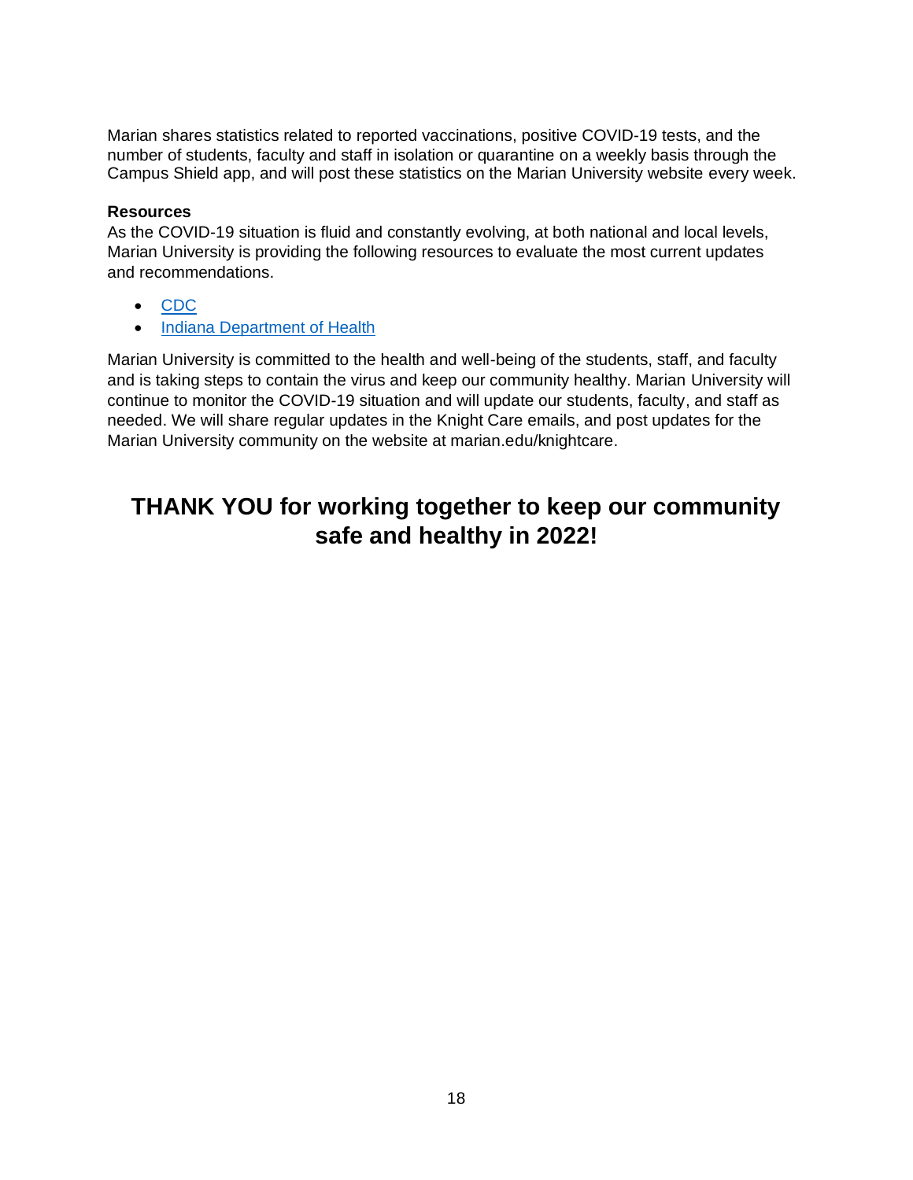Marian shares statistics related to reported vaccinations, positive COVID-19 tests, and the number of students, faculty and staff in isolation or quarantine on a weekly basis through the Campus Shield app, and will post these statistics on the Marian University website every week.

**Resources**

As the COVID-19 situation is fluid and constantly evolving, at both national and local levels, Marian University is providing the following resources to evaluate the most current updates and recommendations.

- CDC
- Indiana Department of Health

Marian University is committed to the health and well-being of the students, staff, and faculty and is taking steps to contain the virus and keep our community healthy. Marian University will continue to monitor the COVID-19 situation and will update our students, faculty, and staff as needed. We will share regular updates in the Knight Care emails, and post updates for the Marian University community on the website at marian.edu/knightcare.

## THANK YOU for working together to keep our community safe and healthy in 2022!